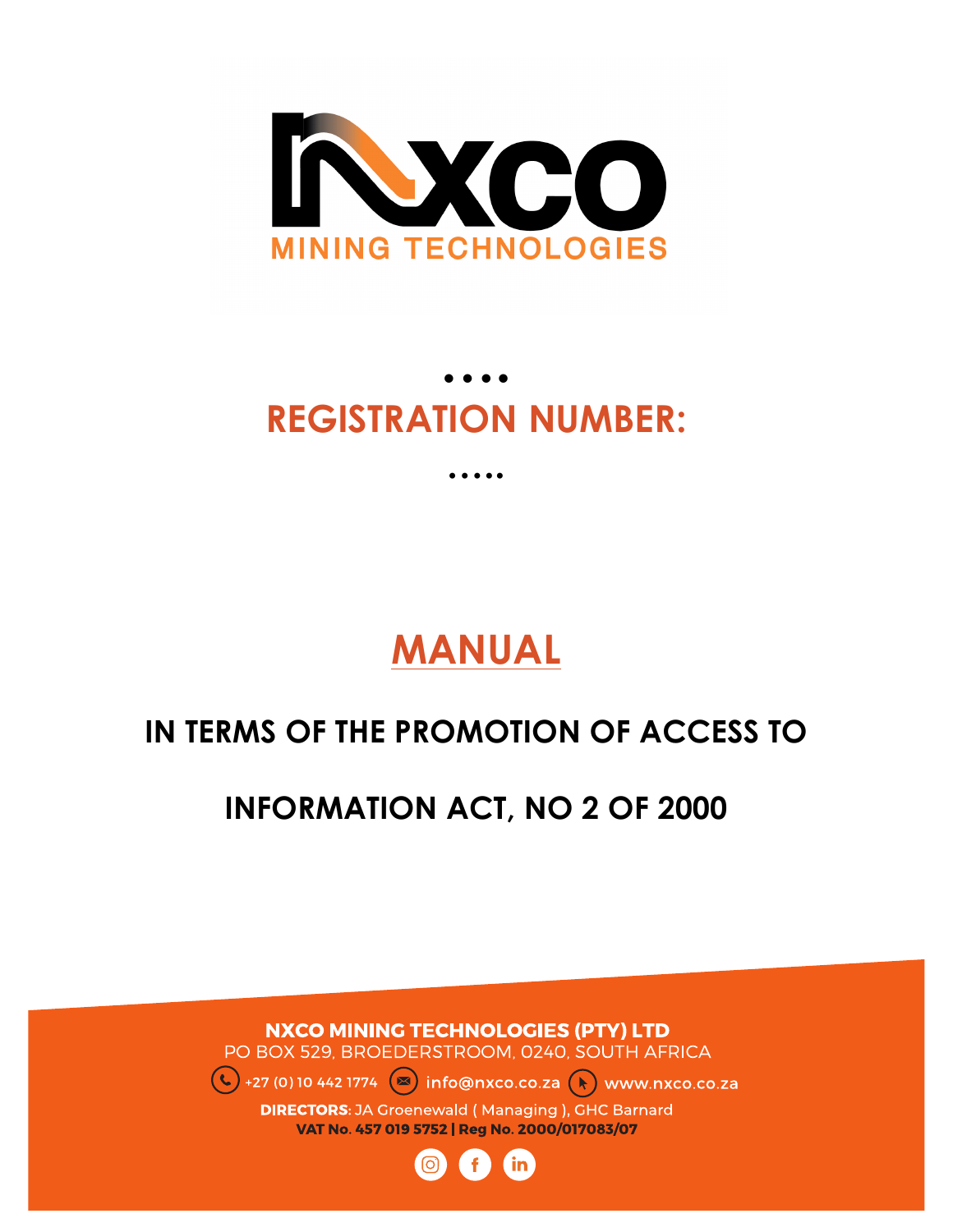NXCO

MINING TECHNOLOGIES

• • • •

# REGISTRATION NUMBER:

• • • • •

# MANUAL

## IN TERMS OF THE PROMOTION OF ACCESS TO

## INFORMATION ACT, NO 2 OF 2000

**NXCO MINING TECHNOLOGIES (PTY) LTD**
PO BOX 529, BROEDERSTROOM, 0240, SOUTH AFRICA

+27 (0) 10 442 1774 info@nxco.co.za www.nxco.co.za

**DIRECTORS**: JA Groenewald ( Managing ), GHC Barnard
**VAT No. 457 019 5752 | Reg No. 2000/017083/07**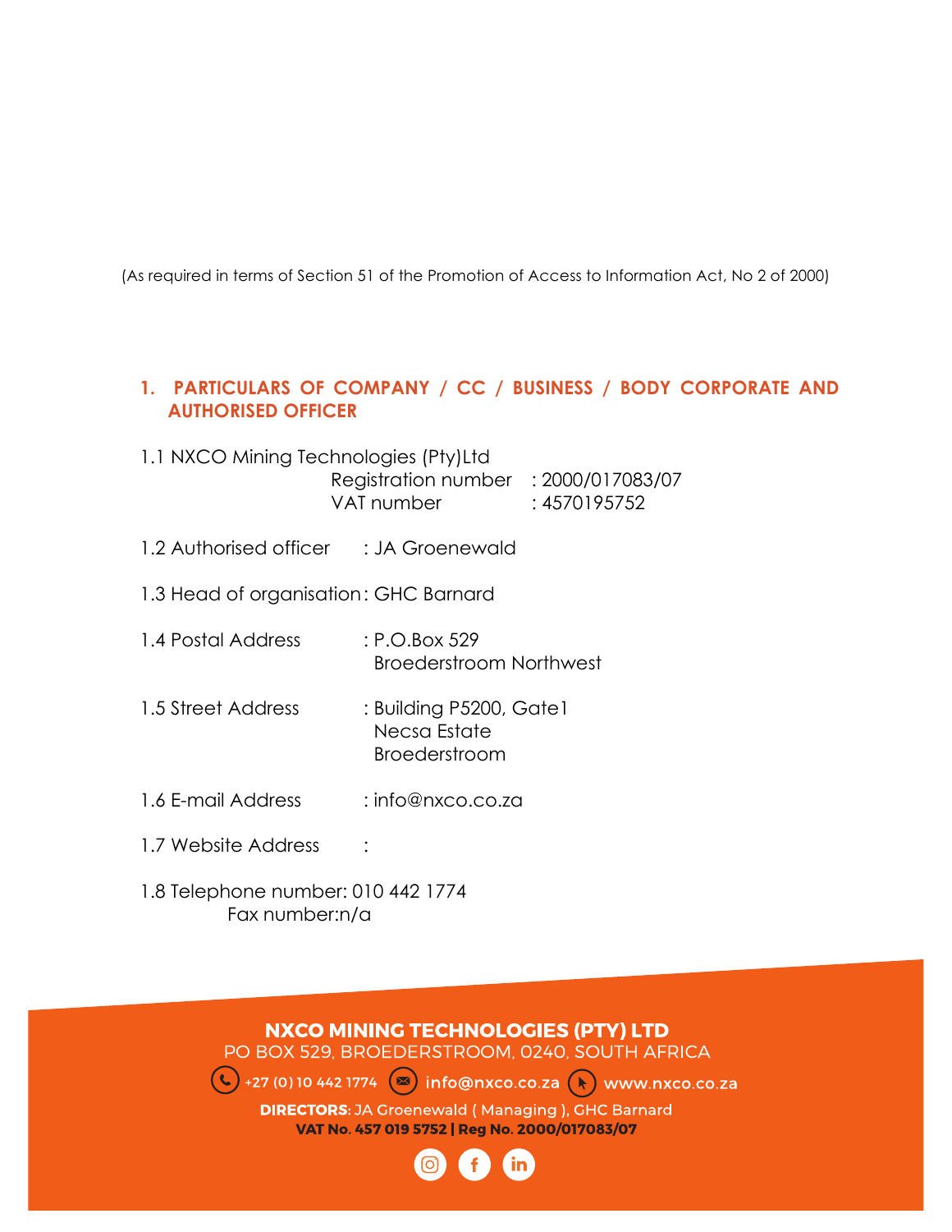(As required in terms of Section 51 of the Promotion of Access to Information Act, No 2 of 2000)

## 1. PARTICULARS OF COMPANY / CC / BUSINESS / BODY CORPORATE AND AUTHORISED OFFICER

1.1 NXCO Mining Technologies (Pty)Ltd

Registration number : 2000/017083/07

VAT number : 4570195752

1.2 Authorised officer : JA Groenewald

1.3 Head of organisation: GHC Barnard

1.4 Postal Address : P.O.Box 529
Broederstroom Northwest

1.5 Street Address : Building P5200, Gate1
Necsa Estate
Broederstroom

1.6 E-mail Address : info@nxco.co.za

1.7 Website Address :

1.8 Telephone number: 010 442 1774
Fax number:n/a

**NXCO MINING TECHNOLOGIES (PTY) LTD**
PO BOX 529, BROEDERSTROOM, 0240, SOUTH AFRICA
+27 (0) 10 442 1774 info@nxco.co.za www.nxco.co.za
**DIRECTORS:** JA Groenewald ( Managing ), GHC Barnard
**VAT No. 457 019 5752 | Reg No. 2000/017083/07**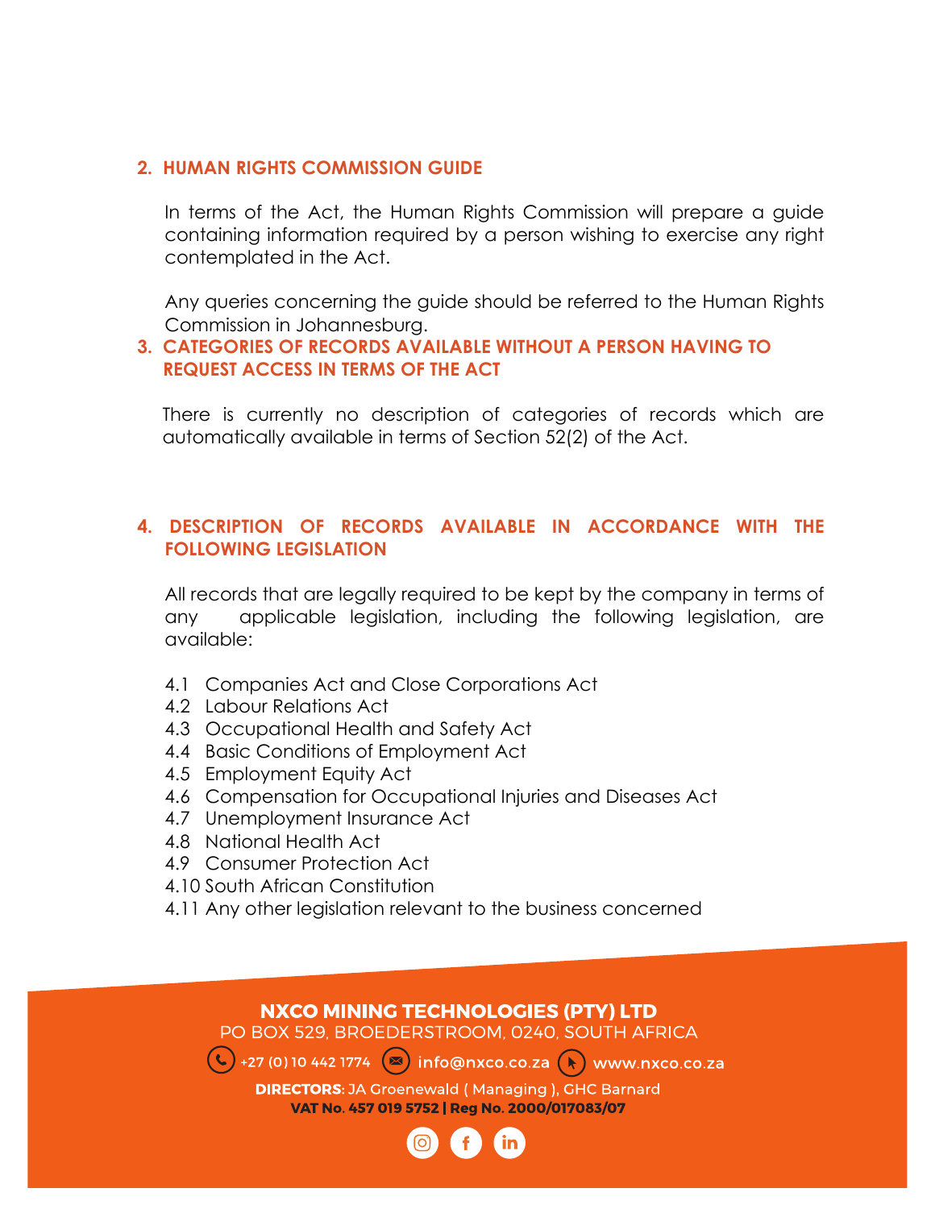## 2. HUMAN RIGHTS COMMISSION GUIDE

In terms of the Act, the Human Rights Commission will prepare a guide containing information required by a person wishing to exercise any right contemplated in the Act.

Any queries concerning the guide should be referred to the Human Rights Commission in Johannesburg.

## 3. CATEGORIES OF RECORDS AVAILABLE WITHOUT A PERSON HAVING TO REQUEST ACCESS IN TERMS OF THE ACT

There is currently no description of categories of records which are automatically available in terms of Section 52(2) of the Act.

## 4. DESCRIPTION OF RECORDS AVAILABLE IN ACCORDANCE WITH THE FOLLOWING LEGISLATION

All records that are legally required to be kept by the company in terms of any applicable legislation, including the following legislation, are available:

- 4.1 Companies Act and Close Corporations Act
- 4.2 Labour Relations Act
- 4.3 Occupational Health and Safety Act
- 4.4 Basic Conditions of Employment Act
- 4.5 Employment Equity Act
- 4.6 Compensation for Occupational Injuries and Diseases Act
- 4.7 Unemployment Insurance Act
- 4.8 National Health Act
- 4.9 Consumer Protection Act
- 4.10 South African Constitution
- 4.11 Any other legislation relevant to the business concerned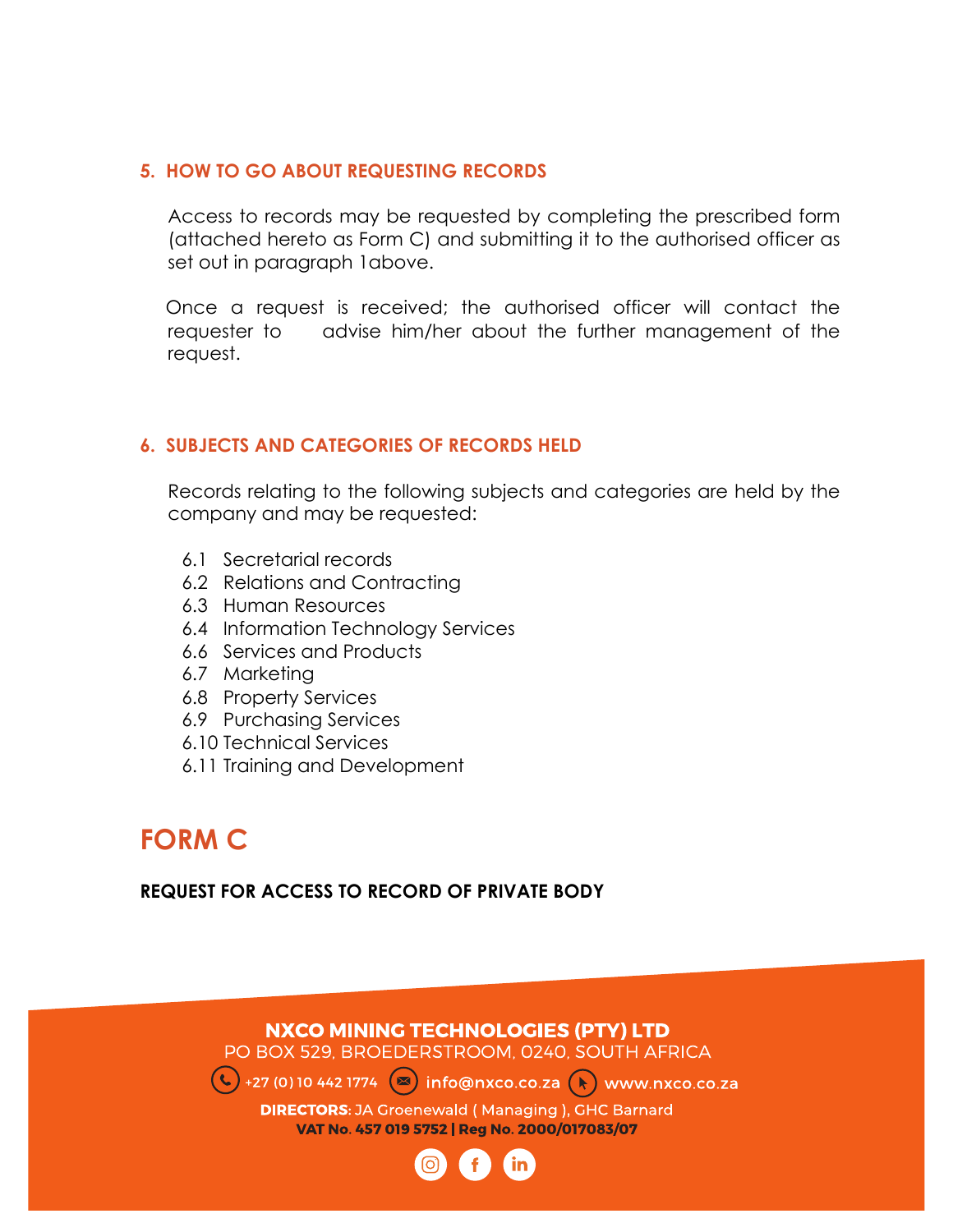## 5. HOW TO GO ABOUT REQUESTING RECORDS

Access to records may be requested by completing the prescribed form (attached hereto as Form C) and submitting it to the authorised officer as set out in paragraph 1above.

Once a request is received; the authorised officer will contact the requester to advise him/her about the further management of the request.

## 6. SUBJECTS AND CATEGORIES OF RECORDS HELD

Records relating to the following subjects and categories are held by the company and may be requested:

6.1 Secretarial records
6.2 Relations and Contracting
6.3 Human Resources
6.4 Information Technology Services
6.6 Services and Products
6.7 Marketing
6.8 Property Services
6.9 Purchasing Services
6.10 Technical Services
6.11 Training and Development

# FORM C

**REQUEST FOR ACCESS TO RECORD OF PRIVATE BODY**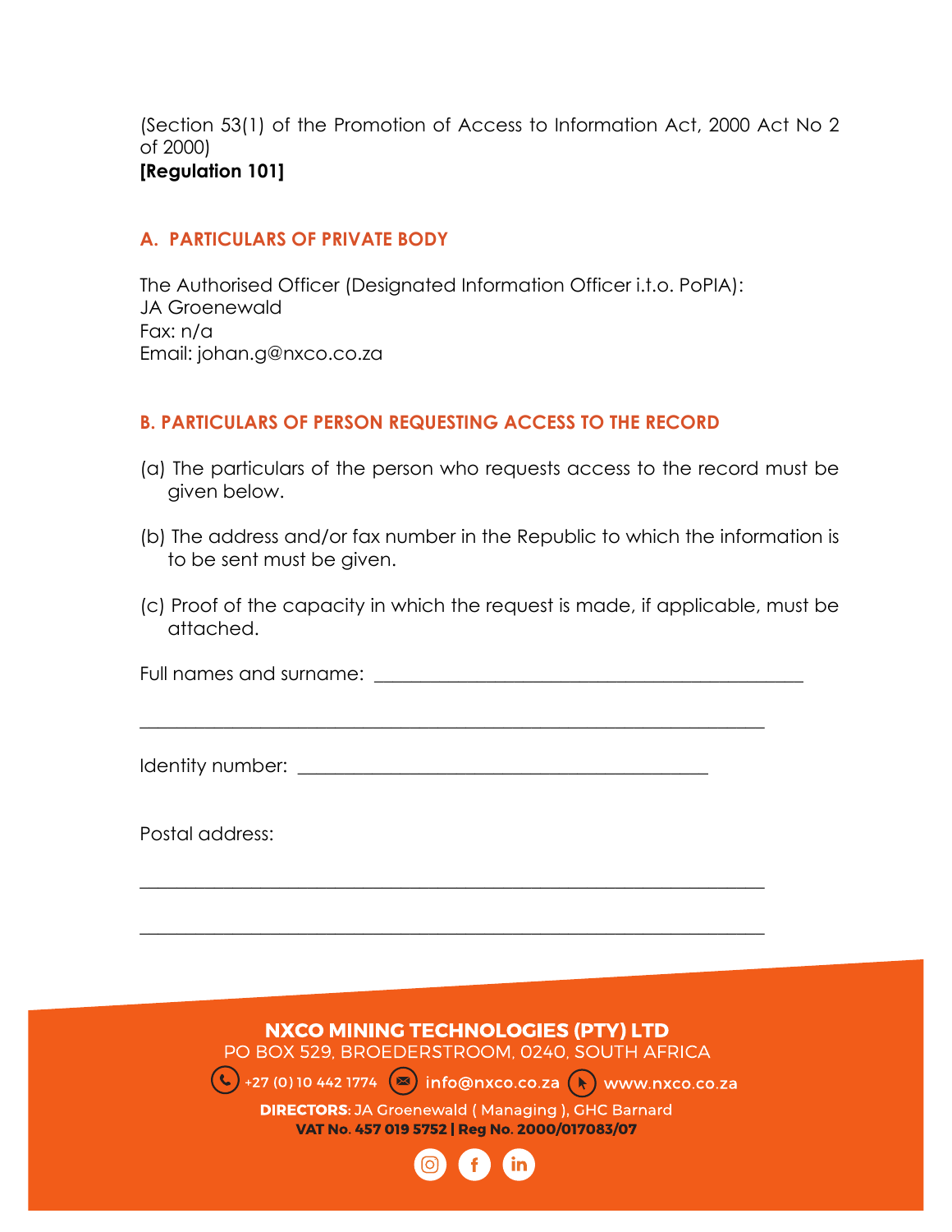(Section 53(1) of the Promotion of Access to Information Act, 2000 Act No 2 of 2000)
**[Regulation 101]**

## A. PARTICULARS OF PRIVATE BODY

The Authorised Officer (Designated Information Officer i.t.o. PoPIA):
JA Groenewald
Fax: n/a
Email: johan.g@nxco.co.za

## B. PARTICULARS OF PERSON REQUESTING ACCESS TO THE RECORD

(a) The particulars of the person who requests access to the record must be given below.

(b) The address and/or fax number in the Republic to which the information is to be sent must be given.

(c) Proof of the capacity in which the request is made, if applicable, must be attached.

Full names and surname: ______________________________________________

_______________________________________________________________________

Identity number: ___________________________________________

Postal address:

_______________________________________________________________________

_______________________________________________________________________

**NXCO MINING TECHNOLOGIES (PTY) LTD**
PO BOX 529, BROEDERSTROOM, 0240, SOUTH AFRICA
+27 (0) 10 442 1774 info@nxco.co.za www.nxco.co.za
**DIRECTORS**: JA Groenewald ( Managing ), GHC Barnard
**VAT No. 457 019 5752 | Reg No. 2000/017083/07**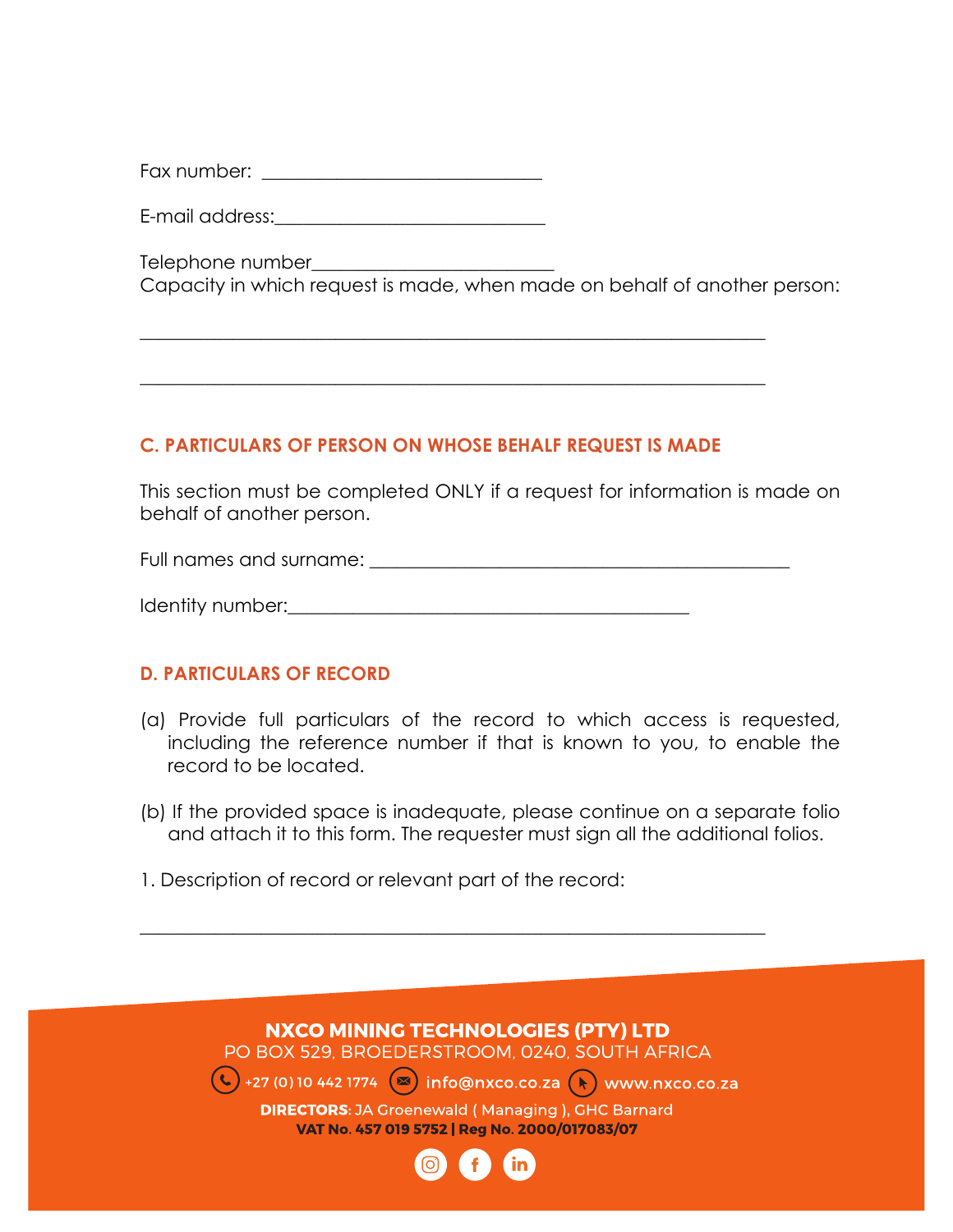Fax number: ______________________________

E-mail address:_____________________________

Telephone number_________________________
Capacity in which request is made, when made on behalf of another person:

___________________________________________________________________

___________________________________________________________________

## C. PARTICULARS OF PERSON ON WHOSE BEHALF REQUEST IS MADE

This section must be completed ONLY if a request for information is made on behalf of another person.

Full names and surname: _____________________________________________

Identity number:___________________________________________

## D. PARTICULARS OF RECORD

(a) Provide full particulars of the record to which access is requested, including the reference number if that is known to you, to enable the record to be located.

(b) If the provided space is inadequate, please continue on a separate folio and attach it to this form. The requester must sign all the additional folios.

1. Description of record or relevant part of the record:

___________________________________________________________________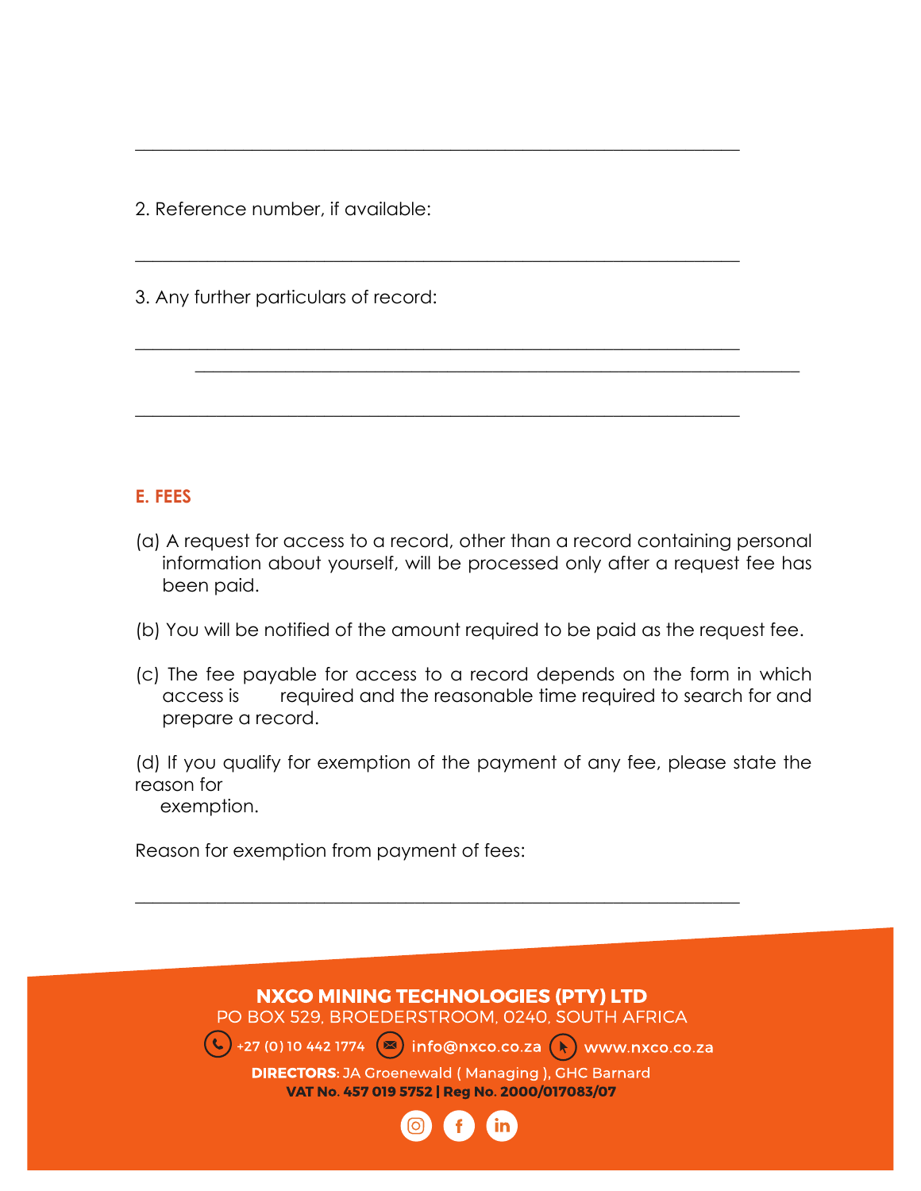\_\_\_\_\_\_\_\_\_\_\_\_\_\_\_\_\_\_\_\_\_\_\_\_\_\_\_\_\_\_\_\_\_\_\_\_\_\_\_\_\_\_\_\_\_\_\_\_\_\_\_\_\_\_\_\_\_\_\_\_\_\_\_\_

2. Reference number, if available:

\_\_\_\_\_\_\_\_\_\_\_\_\_\_\_\_\_\_\_\_\_\_\_\_\_\_\_\_\_\_\_\_\_\_\_\_\_\_\_\_\_\_\_\_\_\_\_\_\_\_\_\_\_\_\_\_\_\_\_\_\_\_\_\_

3. Any further particulars of record:

\_\_\_\_\_\_\_\_\_\_\_\_\_\_\_\_\_\_\_\_\_\_\_\_\_\_\_\_\_\_\_\_\_\_\_\_\_\_\_\_\_\_\_\_\_\_\_\_\_\_\_\_\_\_\_\_\_\_\_\_\_\_\_\_

\_\_\_\_\_\_\_\_\_\_\_\_\_\_\_\_\_\_\_\_\_\_\_\_\_\_\_\_\_\_\_\_\_\_\_\_\_\_\_\_\_\_\_\_\_\_\_\_\_\_\_\_\_\_\_\_\_\_\_\_\_\_\_\_

\_\_\_\_\_\_\_\_\_\_\_\_\_\_\_\_\_\_\_\_\_\_\_\_\_\_\_\_\_\_\_\_\_\_\_\_\_\_\_\_\_\_\_\_\_\_\_\_\_\_\_\_\_\_\_\_\_\_\_\_\_\_\_\_

## E. FEES

(a) A request for access to a record, other than a record containing personal information about yourself, will be processed only after a request fee has been paid.

(b) You will be notified of the amount required to be paid as the request fee.

(c) The fee payable for access to a record depends on the form in which access is required and the reasonable time required to search for and prepare a record.

(d) If you qualify for exemption of the payment of any fee, please state the reason for exemption.

Reason for exemption from payment of fees:

\_\_\_\_\_\_\_\_\_\_\_\_\_\_\_\_\_\_\_\_\_\_\_\_\_\_\_\_\_\_\_\_\_\_\_\_\_\_\_\_\_\_\_\_\_\_\_\_\_\_\_\_\_\_\_\_\_\_\_\_\_\_\_\_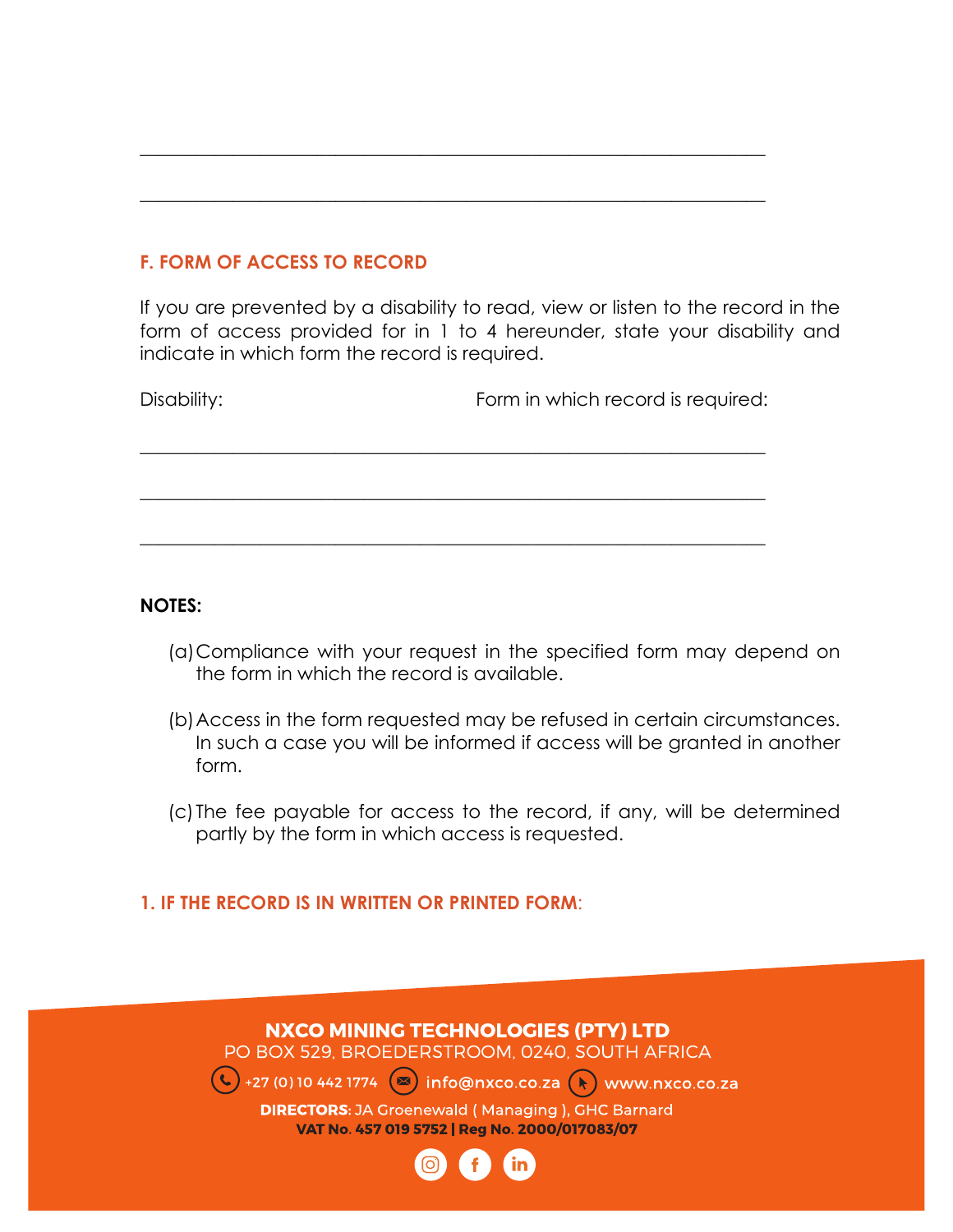\_\_\_\_\_\_\_\_\_\_\_\_\_\_\_\_\_\_\_\_\_\_\_\_\_\_\_\_\_\_\_\_\_\_\_\_\_\_\_\_\_\_\_\_\_\_\_\_\_\_\_\_\_\_\_\_\_\_\_\_\_\_\_\_

\_\_\_\_\_\_\_\_\_\_\_\_\_\_\_\_\_\_\_\_\_\_\_\_\_\_\_\_\_\_\_\_\_\_\_\_\_\_\_\_\_\_\_\_\_\_\_\_\_\_\_\_\_\_\_\_\_\_\_\_\_\_\_\_

## F. FORM OF ACCESS TO RECORD

If you are prevented by a disability to read, view or listen to the record in the form of access provided for in 1 to 4 hereunder, state your disability and indicate in which form the record is required.

Disability: Form in which record is required:

\_\_\_\_\_\_\_\_\_\_\_\_\_\_\_\_\_\_\_\_\_\_\_\_\_\_\_\_\_\_\_\_\_\_\_\_\_\_\_\_\_\_\_\_\_\_\_\_\_\_\_\_\_\_\_\_\_\_\_\_\_\_\_\_

\_\_\_\_\_\_\_\_\_\_\_\_\_\_\_\_\_\_\_\_\_\_\_\_\_\_\_\_\_\_\_\_\_\_\_\_\_\_\_\_\_\_\_\_\_\_\_\_\_\_\_\_\_\_\_\_\_\_\_\_\_\_\_\_

\_\_\_\_\_\_\_\_\_\_\_\_\_\_\_\_\_\_\_\_\_\_\_\_\_\_\_\_\_\_\_\_\_\_\_\_\_\_\_\_\_\_\_\_\_\_\_\_\_\_\_\_\_\_\_\_\_\_\_\_\_\_\_\_

**NOTES:**

(a) Compliance with your request in the specified form may depend on the form in which the record is available.

(b) Access in the form requested may be refused in certain circumstances. In such a case you will be informed if access will be granted in another form.

(c) The fee payable for access to the record, if any, will be determined partly by the form in which access is requested.

### 1. IF THE RECORD IS IN WRITTEN OR PRINTED FORM:

**NXCO MINING TECHNOLOGIES (PTY) LTD**
PO BOX 529, BROEDERSTROOM, 0240, SOUTH AFRICA
+27 (0) 10 442 1774 info@nxco.co.za www.nxco.co.za
**DIRECTORS:** JA Groenewald ( Managing ), GHC Barnard
**VAT No. 457 019 5752 | Reg No. 2000/017083/07**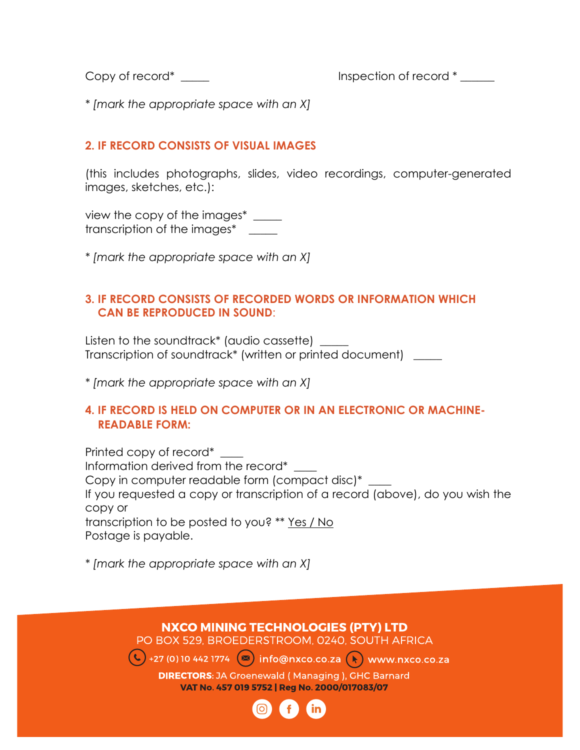Copy of record* _____ Inspection of record * ______

* [mark the appropriate space with an X]

## 2. IF RECORD CONSISTS OF VISUAL IMAGES

(this includes photographs, slides, video recordings, computer-generated images, sketches, etc.):

view the copy of the images* _____
transcription of the images* _____

* [mark the appropriate space with an X]

## 3. IF RECORD CONSISTS OF RECORDED WORDS OR INFORMATION WHICH CAN BE REPRODUCED IN SOUND:

Listen to the soundtrack* (audio cassette) _____
Transcription of soundtrack* (written or printed document) _____

* [mark the appropriate space with an X]

## 4. IF RECORD IS HELD ON COMPUTER OR IN AN ELECTRONIC OR MACHINE-READABLE FORM:

Printed copy of record* ____
Information derived from the record* ____
Copy in computer readable form (compact disc)* ____
If you requested a copy or transcription of a record (above), do you wish the copy or
transcription to be posted to you? ** Yes / No
Postage is payable.

* [mark the appropriate space with an X]

**NXCO MINING TECHNOLOGIES (PTY) LTD**
PO BOX 529, BROEDERSTROOM, 0240, SOUTH AFRICA
+27 (0) 10 442 1774 info@nxco.co.za www.nxco.co.za
**DIRECTORS:** JA Groenewald ( Managing ), GHC Barnard
**VAT No. 457 019 5752 | Reg No. 2000/017083/07**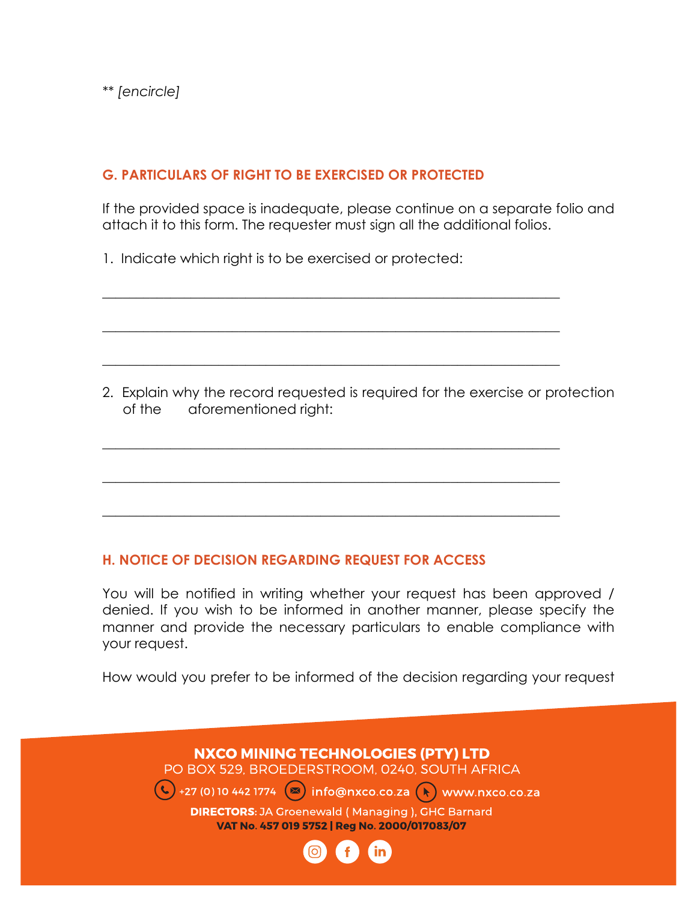*** [encircle]*

## G. PARTICULARS OF RIGHT TO BE EXERCISED OR PROTECTED

If the provided space is inadequate, please continue on a separate folio and attach it to this form. The requester must sign all the additional folios.

1. Indicate which right is to be exercised or protected:

_______________________________________________________________

_______________________________________________________________

_______________________________________________________________

2. Explain why the record requested is required for the exercise or protection of the aforementioned right:

_______________________________________________________________

_______________________________________________________________

_______________________________________________________________

## H. NOTICE OF DECISION REGARDING REQUEST FOR ACCESS

You will be notified in writing whether your request has been approved / denied. If you wish to be informed in another manner, please specify the manner and provide the necessary particulars to enable compliance with your request.

How would you prefer to be informed of the decision regarding your request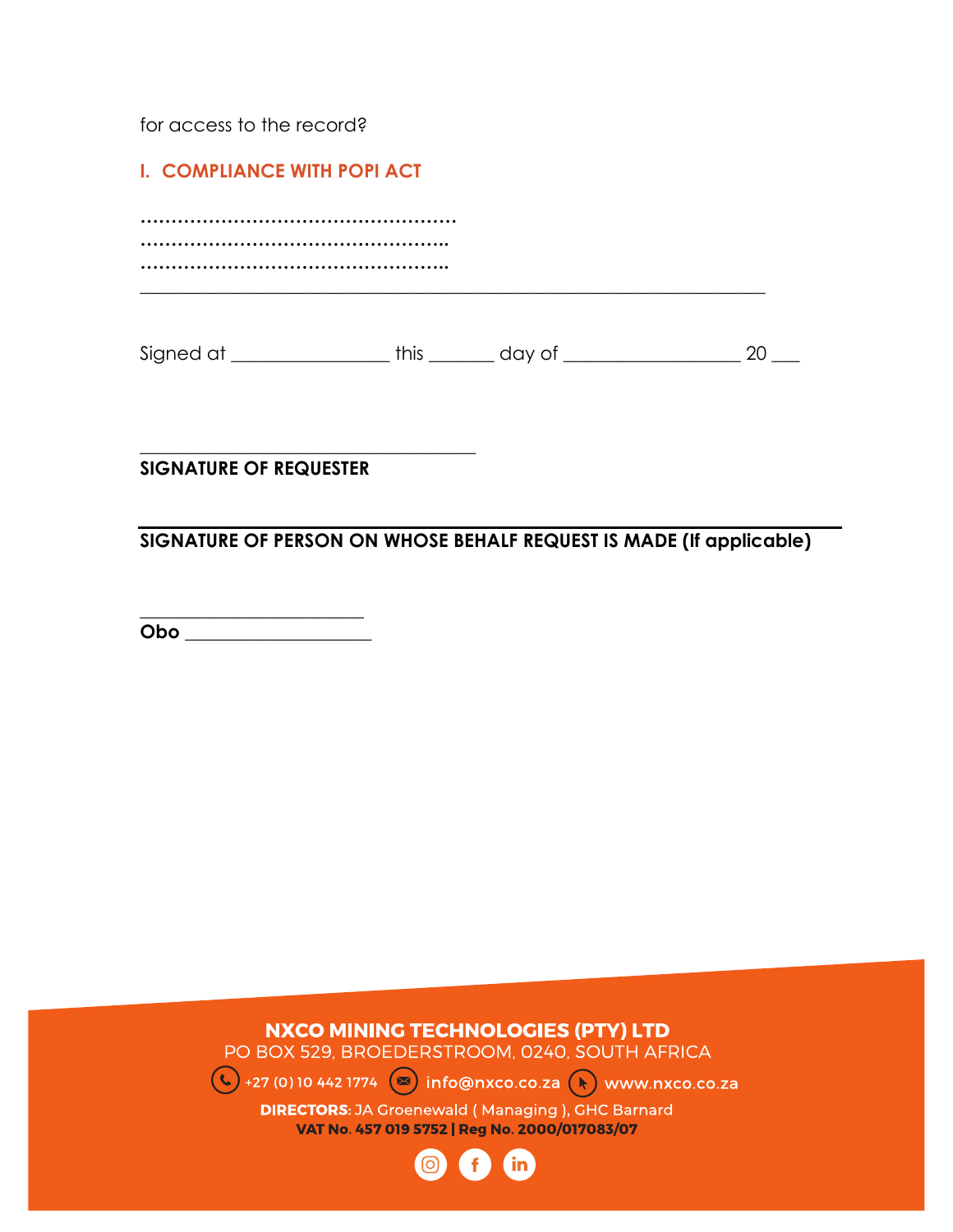for access to the record?

## I. COMPLIANCE WITH POPI ACT

……………………………………………
……………………………………………
……………………………………………
________________________________________________________________

Signed at ________________ this _______ day of __________________ 20 ___

__________________________________

**SIGNATURE OF REQUESTER**

____________________________________________________________________

**SIGNATURE OF PERSON ON WHOSE BEHALF REQUEST IS MADE (If applicable)**

_______________________

**Obo** ___________________